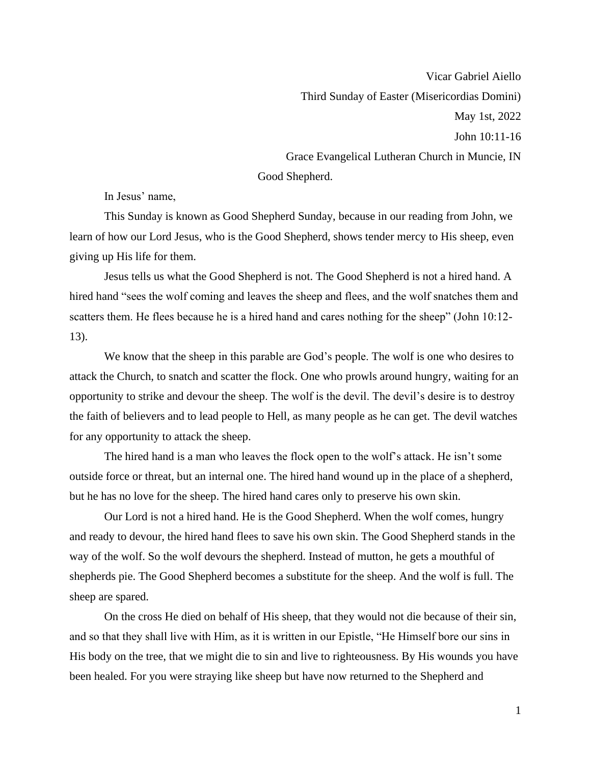Vicar Gabriel Aiello

Third Sunday of Easter (Misericordias Domini)

May 1st, 2022

John 10:11-16

Grace Evangelical Lutheran Church in Muncie, IN

# Good Shepherd.

In Jesus' name,

This Sunday is known as Good Shepherd Sunday, because in our reading from John, we learn of how our Lord Jesus, who is the Good Shepherd, shows tender mercy to His sheep, even giving up His life for them.

Jesus tells us what the Good Shepherd is not. The Good Shepherd is not a hired hand. A hired hand "sees the wolf coming and leaves the sheep and flees, and the wolf snatches them and scatters them. He flees because he is a hired hand and cares nothing for the sheep" (John 10:12-13).

We know that the sheep in this parable are God's people. The wolf is one who desires to attack the Church, to snatch and scatter the flock. One who prowls around hungry, waiting for an opportunity to strike and devour the sheep. The wolf is the devil. The devil's desire is to destroy the faith of believers and to lead people to Hell, as many people as he can get. The devil watches for any opportunity to attack the sheep.

The hired hand is a man who leaves the flock open to the wolf's attack. He isn't some outside force or threat, but an internal one. The hired hand wound up in the place of a shepherd, but he has no love for the sheep. The hired hand cares only to preserve his own skin.

Our Lord is not a hired hand. He is the Good Shepherd. When the wolf comes, hungry and ready to devour, the hired hand flees to save his own skin. The Good Shepherd stands in the way of the wolf. So the wolf devours the shepherd. Instead of mutton, he gets a mouthful of shepherds pie. The Good Shepherd becomes a substitute for the sheep. And the wolf is full. The sheep are spared.

On the cross He died on behalf of His sheep, that they would not die because of their sin, and so that they shall live with Him, as it is written in our Epistle, "He Himself bore our sins in His body on the tree, that we might die to sin and live to righteousness. By His wounds you have been healed. For you were straying like sheep but have now returned to the Shepherd and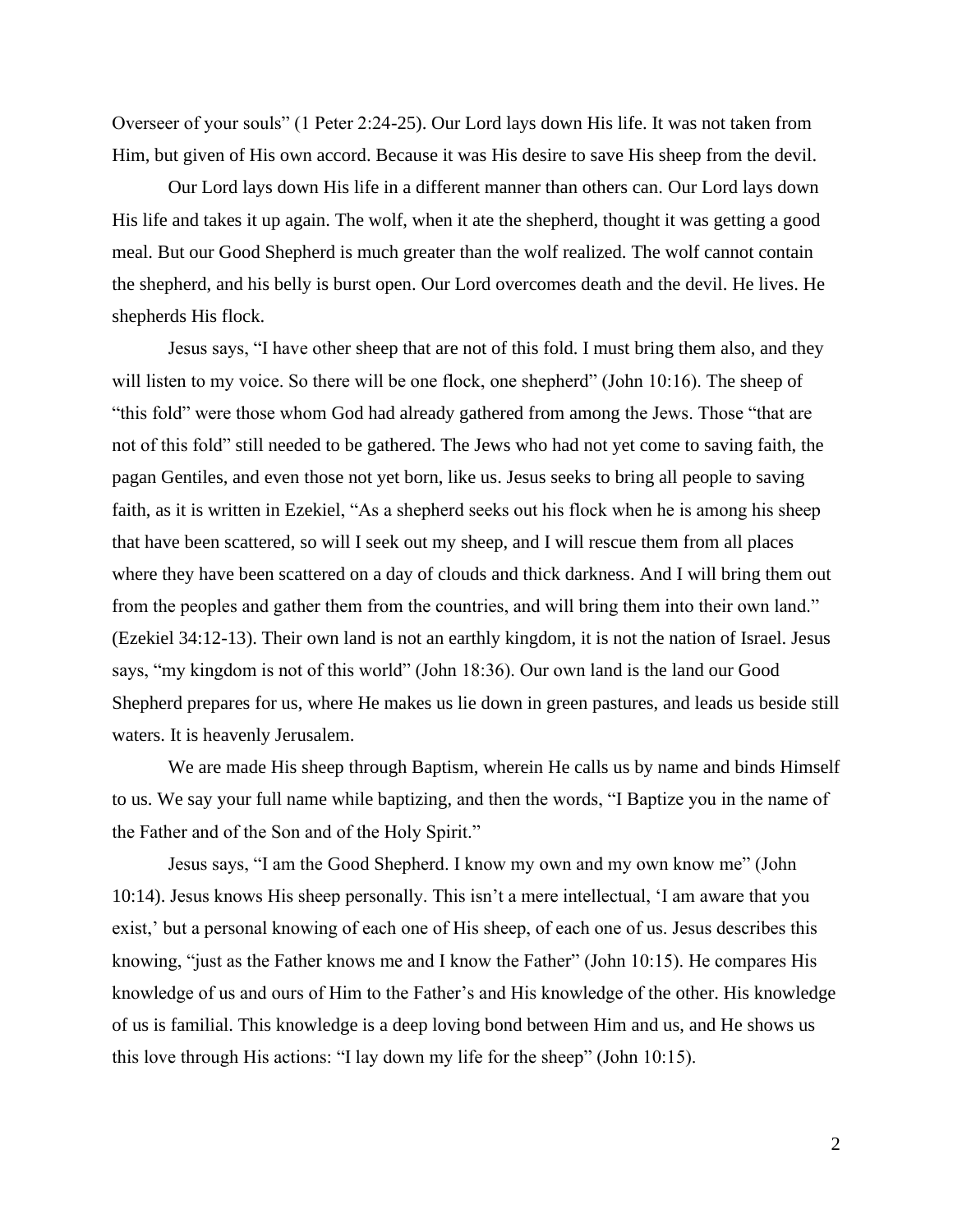Overseer of your souls" (1 Peter 2:24-25). Our Lord lays down His life. It was not taken from Him, but given of His own accord. Because it was His desire to save His sheep from the devil.

Our Lord lays down His life in a different manner than others can. Our Lord lays down His life and takes it up again. The wolf, when it ate the shepherd, thought it was getting a good meal. But our Good Shepherd is much greater than the wolf realized. The wolf cannot contain the shepherd, and his belly is burst open. Our Lord overcomes death and the devil. He lives. He shepherds His flock.

Jesus says, "I have other sheep that are not of this fold. I must bring them also, and they will listen to my voice. So there will be one flock, one shepherd" (John 10:16). The sheep of "this fold" were those whom God had already gathered from among the Jews. Those "that are not of this fold" still needed to be gathered. The Jews who had not yet come to saving faith, the pagan Gentiles, and even those not yet born, like us. Jesus seeks to bring all people to saving faith, as it is written in Ezekiel, "As a shepherd seeks out his flock when he is among his sheep that have been scattered, so will I seek out my sheep, and I will rescue them from all places where they have been scattered on a day of clouds and thick darkness. And I will bring them out from the peoples and gather them from the countries, and will bring them into their own land." (Ezekiel 34:12-13). Their own land is not an earthly kingdom, it is not the nation of Israel. Jesus says, "my kingdom is not of this world" (John 18:36). Our own land is the land our Good Shepherd prepares for us, where He makes us lie down in green pastures, and leads us beside still waters. It is heavenly Jerusalem.

We are made His sheep through Baptism, wherein He calls us by name and binds Himself to us. We say your full name while baptizing, and then the words, "I Baptize you in the name of the Father and of the Son and of the Holy Spirit."

Jesus says, "I am the Good Shepherd. I know my own and my own know me" (John 10:14). Jesus knows His sheep personally. This isn't a mere intellectual, 'I am aware that you exist,' but a personal knowing of each one of His sheep, of each one of us. Jesus describes this knowing, "just as the Father knows me and I know the Father" (John 10:15). He compares His knowledge of us and ours of Him to the Father's and His knowledge of the other. His knowledge of us is familial. This knowledge is a deep loving bond between Him and us, and He shows us this love through His actions: "I lay down my life for the sheep" (John 10:15).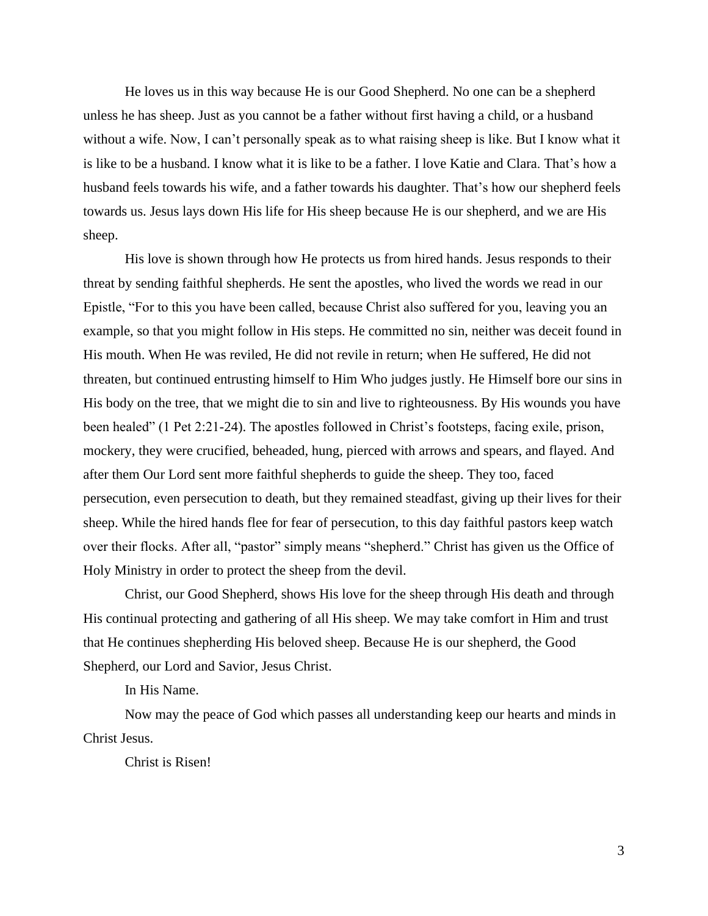He loves us in this way because He is our Good Shepherd. No one can be a shepherd unless he has sheep. Just as you cannot be a father without first having a child, or a husband without a wife. Now, I can't personally speak as to what raising sheep is like. But I know what it is like to be a husband. I know what it is like to be a father. I love Katie and Clara. That's how a husband feels towards his wife, and a father towards his daughter. That's how our shepherd feels towards us. Jesus lays down His life for His sheep because He is our shepherd, and we are His sheep.

His love is shown through how He protects us from hired hands. Jesus responds to their threat by sending faithful shepherds. He sent the apostles, who lived the words we read in our Epistle, "For to this you have been called, because Christ also suffered for you, leaving you an example, so that you might follow in His steps. He committed no sin, neither was deceit found in His mouth. When He was reviled, He did not revile in return; when He suffered, He did not threaten, but continued entrusting himself to Him Who judges justly. He Himself bore our sins in His body on the tree, that we might die to sin and live to righteousness. By His wounds you have been healed" (1 Pet 2:21-24). The apostles followed in Christ's footsteps, facing exile, prison, mockery, they were crucified, beheaded, hung, pierced with arrows and spears, and flayed. And after them Our Lord sent more faithful shepherds to guide the sheep. They too, faced persecution, even persecution to death, but they remained steadfast, giving up their lives for their sheep. While the hired hands flee for fear of persecution, to this day faithful pastors keep watch over their flocks. After all, "pastor" simply means "shepherd." Christ has given us the Office of Holy Ministry in order to protect the sheep from the devil.

Christ, our Good Shepherd, shows His love for the sheep through His death and through His continual protecting and gathering of all His sheep. We may take comfort in Him and trust that He continues shepherding His beloved sheep. Because He is our shepherd, the Good Shepherd, our Lord and Savior, Jesus Christ.

In His Name.

Now may the peace of God which passes all understanding keep our hearts and minds in Christ Jesus.

Christ is Risen!